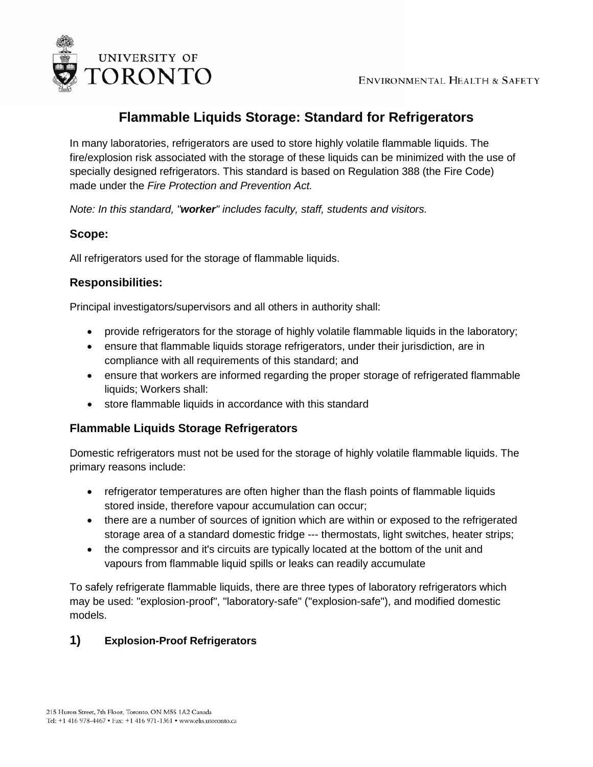# Flammable Liquids Storage: Standard for Refrigerators

In many laboratories, refrigerators are used to store highly volatile flammable liquids. The fire/explosion risk associated with the storage of these liquids can be minimized with the use of specially designed refrigerators. This standard is based on Regulation 388 (the Fire Code) made under the *Fire Protection and Prevention Act.*

*Note: In this standard, "**worker**" includes faculty, staff, students and visitors.*

### Scope:

All refrigerators used for the storage of flammable liquids.

### Responsibilities:

Principal investigators/supervisors and all others in authority shall:

- provide refrigerators for the storage of highly volatile flammable liquids in the laboratory;
- ensure that flammable liquids storage refrigerators, under their jurisdiction, are in compliance with all requirements of this standard; and
- ensure that workers are informed regarding the proper storage of refrigerated flammable liquids; Workers shall:
- store flammable liquids in accordance with this standard

### Flammable Liquids Storage Refrigerators

Domestic refrigerators must not be used for the storage of highly volatile flammable liquids. The primary reasons include:

- refrigerator temperatures are often higher than the flash points of flammable liquids stored inside, therefore vapour accumulation can occur;
- there are a number of sources of ignition which are within or exposed to the refrigerated storage area of a standard domestic fridge --- thermostats, light switches, heater strips;
- the compressor and it's circuits are typically located at the bottom of the unit and vapours from flammable liquid spills or leaks can readily accumulate

To safely refrigerate flammable liquids, there are three types of laboratory refrigerators which may be used: "explosion-proof", "laboratory-safe" ("explosion-safe"), and modified domestic models.

### 1) Explosion-Proof Refrigerators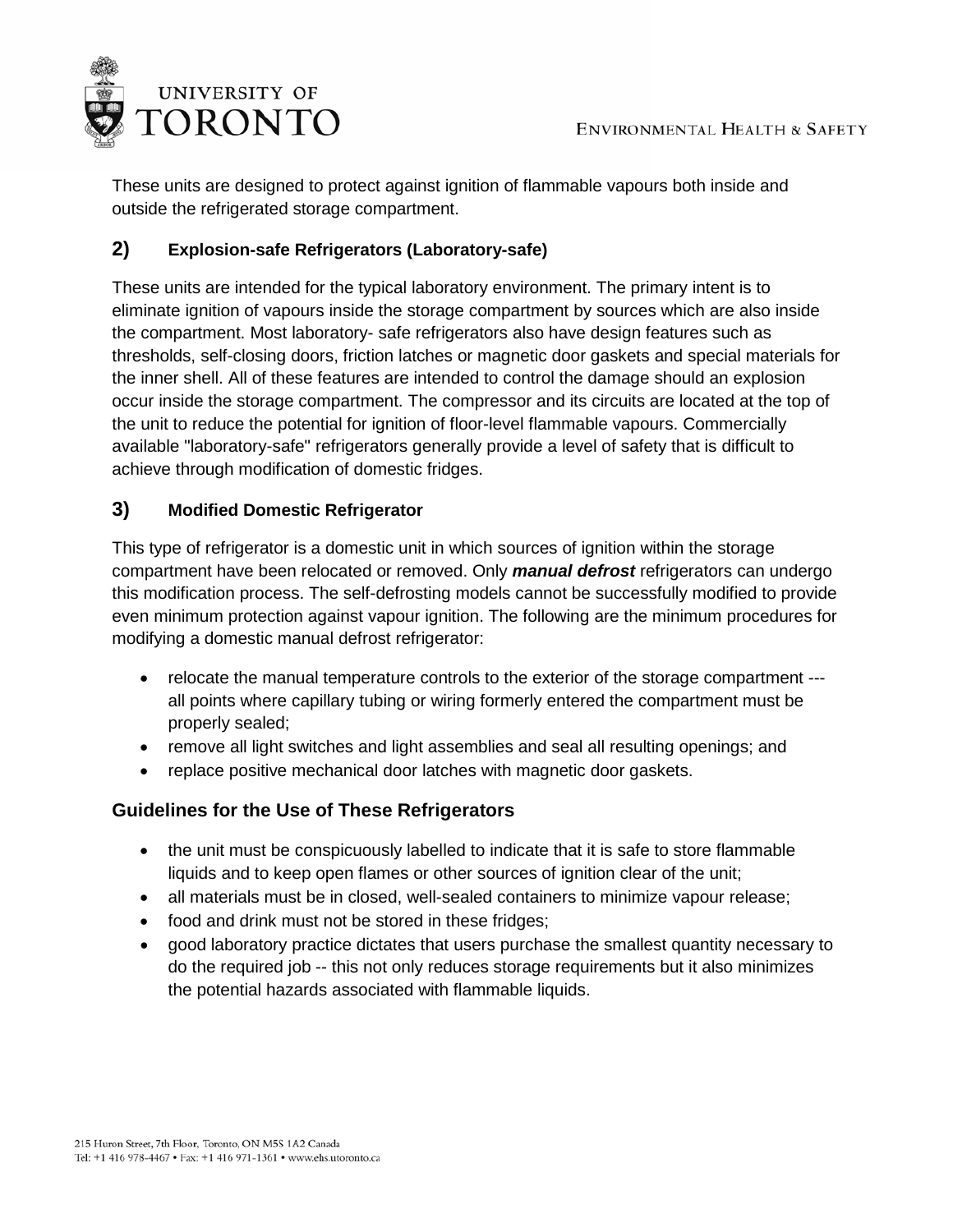These units are designed to protect against ignition of flammable vapours both inside and outside the refrigerated storage compartment.

### 2) Explosion-safe Refrigerators (Laboratory-safe)

These units are intended for the typical laboratory environment. The primary intent is to eliminate ignition of vapours inside the storage compartment by sources which are also inside the compartment. Most laboratory- safe refrigerators also have design features such as thresholds, self-closing doors, friction latches or magnetic door gaskets and special materials for the inner shell. All of these features are intended to control the damage should an explosion occur inside the storage compartment. The compressor and its circuits are located at the top of the unit to reduce the potential for ignition of floor-level flammable vapours. Commercially available "laboratory-safe" refrigerators generally provide a level of safety that is difficult to achieve through modification of domestic fridges.

### 3) Modified Domestic Refrigerator

This type of refrigerator is a domestic unit in which sources of ignition within the storage compartment have been relocated or removed. Only ***manual defrost*** refrigerators can undergo this modification process. The self-defrosting models cannot be successfully modified to provide even minimum protection against vapour ignition. The following are the minimum procedures for modifying a domestic manual defrost refrigerator:

- relocate the manual temperature controls to the exterior of the storage compartment --- all points where capillary tubing or wiring formerly entered the compartment must be properly sealed;
- remove all light switches and light assemblies and seal all resulting openings; and
- replace positive mechanical door latches with magnetic door gaskets.

## Guidelines for the Use of These Refrigerators

- the unit must be conspicuously labelled to indicate that it is safe to store flammable liquids and to keep open flames or other sources of ignition clear of the unit;
- all materials must be in closed, well-sealed containers to minimize vapour release;
- food and drink must not be stored in these fridges;
- good laboratory practice dictates that users purchase the smallest quantity necessary to do the required job -- this not only reduces storage requirements but it also minimizes the potential hazards associated with flammable liquids.